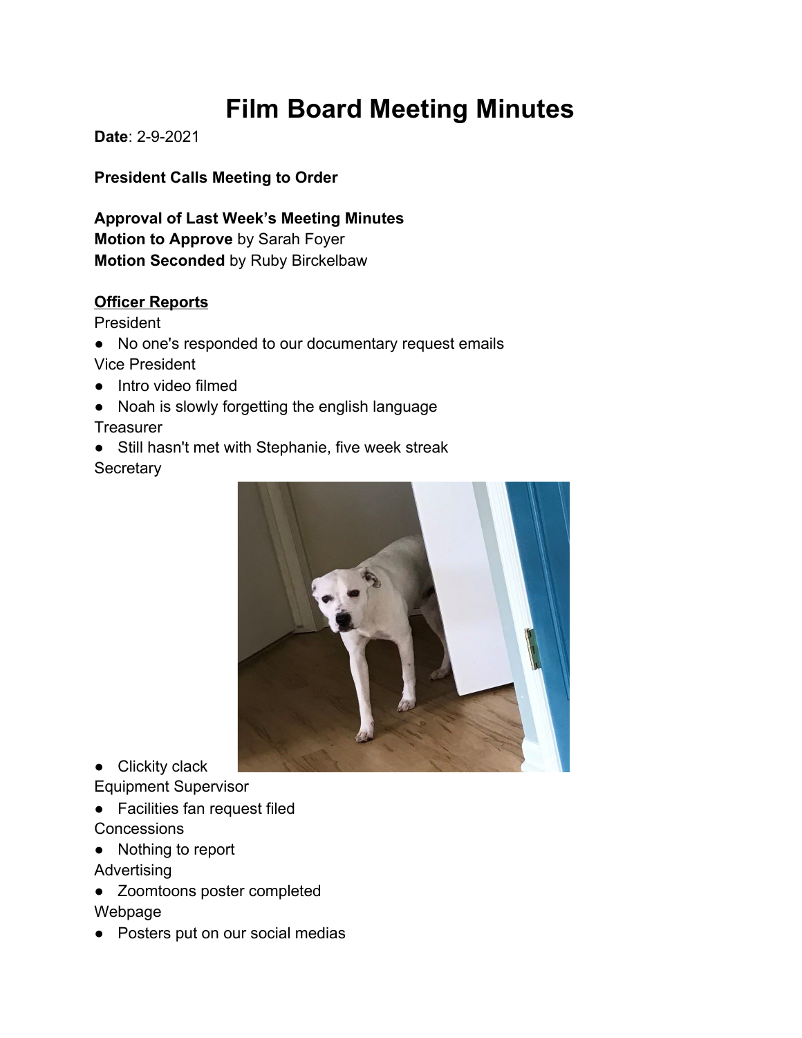# Film Board Meeting Minutes

**Date**: 2-9-2021

**President Calls Meeting to Order**

**Approval of Last Week's Meeting Minutes**
**Motion to Approve** by Sarah Foyer
**Motion Seconded** by Ruby Birckelbaw

__**Officer Reports**__

President
- No one's responded to our documentary request emails

Vice President
- Intro video filmed
- Noah is slowly forgetting the english language

Treasurer
- Still hasn't met with Stephanie, five week streak

Secretary
- Clickity clack

Equipment Supervisor
- Facilities fan request filed

Concessions
- Nothing to report

Advertising
- Zoomtoons poster completed

Webpage
- Posters put on our social medias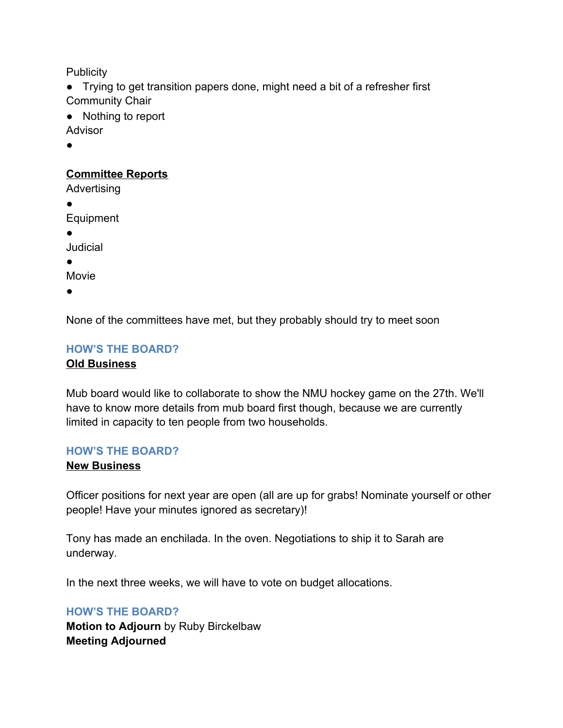Publicity

- Trying to get transition papers done, might need a bit of a refresher first

Community Chair

- Nothing to report

Advisor

- 

**Committee Reports**

Advertising

- 

Equipment

- 

Judicial

- 

Movie

- 

None of the committees have met, but they probably should try to meet soon

## HOW'S THE BOARD?

**Old Business**

Mub board would like to collaborate to show the NMU hockey game on the 27th. We'll have to know more details from mub board first though, because we are currently limited in capacity to ten people from two households.

## HOW'S THE BOARD?

**New Business**

Officer positions for next year are open (all are up for grabs! Nominate yourself or other people! Have your minutes ignored as secretary)!

Tony has made an enchilada. In the oven. Negotiations to ship it to Sarah are underway.

In the next three weeks, we will have to vote on budget allocations.

## HOW'S THE BOARD?

**Motion to Adjourn** by Ruby Birckelbaw

**Meeting Adjourned**